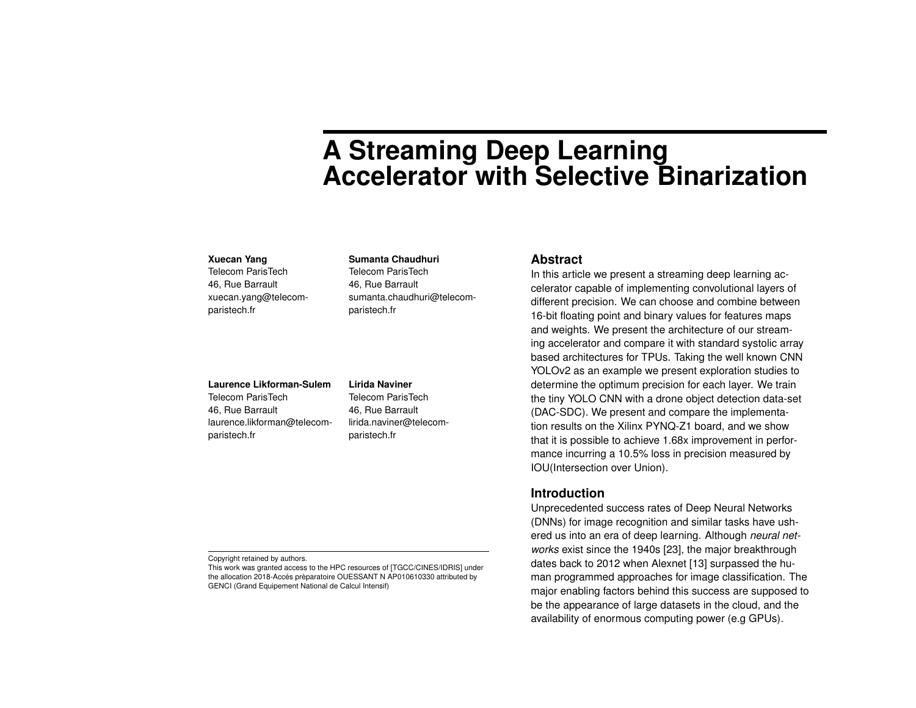# A Streaming Deep Learning Accelerator with Selective Binarization

**Xuecan Yang**
Telecom ParisTech
46, Rue Barrault
xuecan.yang@telecom-paristech.fr

**Sumanta Chaudhuri**
Telecom ParisTech
46, Rue Barrault
sumanta.chaudhuri@telecom-paristech.fr

**Laurence Likforman-Sulem**
Telecom ParisTech
46, Rue Barrault
laurence.likforman@telecom-paristech.fr

**Lirida Naviner**
Telecom ParisTech
46, Rue Barrault
lirida.naviner@telecom-paristech.fr

Copyright retained by authors.
This work was granted access to the HPC resources of [TGCC/CINES/IDRIS] under the allocation 2018-Accés prèparatoire OUESSANT N AP010610330 attributed by GENCI (Grand Equipement National de Calcul Intensif)

## Abstract

In this article we present a streaming deep learning accelerator capable of implementing convolutional layers of different precision. We can choose and combine between 16-bit floating point and binary values for features maps and weights. We present the architecture of our streaming accelerator and compare it with standard systolic array based architectures for TPUs. Taking the well known CNN YOLOv2 as an example we present exploration studies to determine the optimum precision for each layer. We train the tiny YOLO CNN with a drone object detection data-set (DAC-SDC). We present and compare the implementation results on the Xilinx PYNQ-Z1 board, and we show that it is possible to achieve 1.68x improvement in performance incurring a 10.5% loss in precision measured by IOU(Intersection over Union).

## Introduction

Unprecedented success rates of Deep Neural Networks (DNNs) for image recognition and similar tasks have ushered us into an era of deep learning. Although *neural networks* exist since the 1940s [23], the major breakthrough dates back to 2012 when Alexnet [13] surpassed the human programmed approaches for image classification. The major enabling factors behind this success are supposed to be the appearance of large datasets in the cloud, and the availability of enormous computing power (e.g GPUs).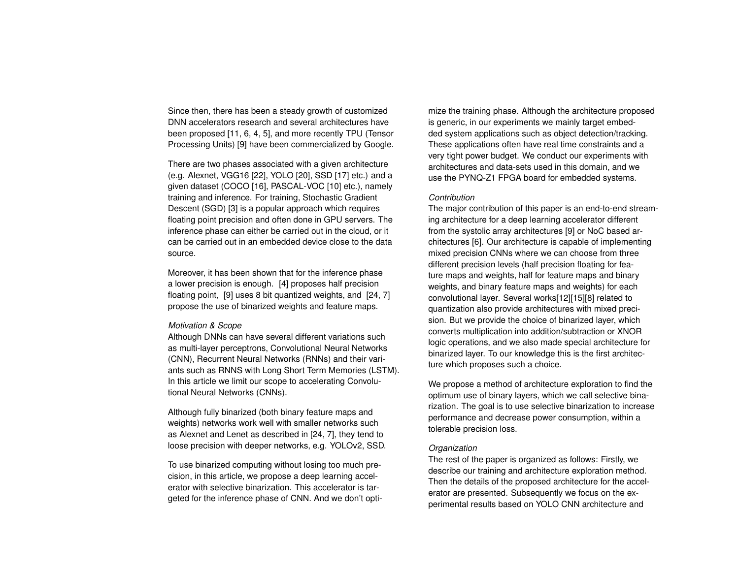Since then, there has been a steady growth of customized DNN accelerators research and several architectures have been proposed [11, 6, 4, 5], and more recently TPU (Tensor Processing Units) [9] have been commercialized by Google.

There are two phases associated with a given architecture (e.g. Alexnet, VGG16 [22], YOLO [20], SSD [17] etc.) and a given dataset (COCO [16], PASCAL-VOC [10] etc.), namely training and inference. For training, Stochastic Gradient Descent (SGD) [3] is a popular approach which requires floating point precision and often done in GPU servers. The inference phase can either be carried out in the cloud, or it can be carried out in an embedded device close to the data source.

Moreover, it has been shown that for the inference phase a lower precision is enough. [4] proposes half precision floating point, [9] uses 8 bit quantized weights, and [24, 7] propose the use of binarized weights and feature maps.

*Motivation & Scope*

Although DNNs can have several different variations such as multi-layer perceptrons, Convolutional Neural Networks (CNN), Recurrent Neural Networks (RNNs) and their variants such as RNNS with Long Short Term Memories (LSTM). In this article we limit our scope to accelerating Convolutional Neural Networks (CNNs).

Although fully binarized (both binary feature maps and weights) networks work well with smaller networks such as Alexnet and Lenet as described in [24, 7], they tend to loose precision with deeper networks, e.g. YOLOv2, SSD.

To use binarized computing without losing too much precision, in this article, we propose a deep learning accelerator with selective binarization. This accelerator is targeted for the inference phase of CNN. And we don't optimize the training phase. Although the architecture proposed is generic, in our experiments we mainly target embedded system applications such as object detection/tracking. These applications often have real time constraints and a very tight power budget. We conduct our experiments with architectures and data-sets used in this domain, and we use the PYNQ-Z1 FPGA board for embedded systems.

*Contribution*

The major contribution of this paper is an end-to-end streaming architecture for a deep learning accelerator different from the systolic array architectures [9] or NoC based architectures [6]. Our architecture is capable of implementing mixed precision CNNs where we can choose from three different precision levels (half precision floating for feature maps and weights, half for feature maps and binary weights, and binary feature maps and weights) for each convolutional layer. Several works[12][15][8] related to quantization also provide architectures with mixed precision. But we provide the choice of binarized layer, which converts multiplication into addition/subtraction or XNOR logic operations, and we also made special architecture for binarized layer. To our knowledge this is the first architecture which proposes such a choice.

We propose a method of architecture exploration to find the optimum use of binary layers, which we call selective binarization. The goal is to use selective binarization to increase performance and decrease power consumption, within a tolerable precision loss.

*Organization*

The rest of the paper is organized as follows: Firstly, we describe our training and architecture exploration method. Then the details of the proposed architecture for the accelerator are presented. Subsequently we focus on the experimental results based on YOLO CNN architecture and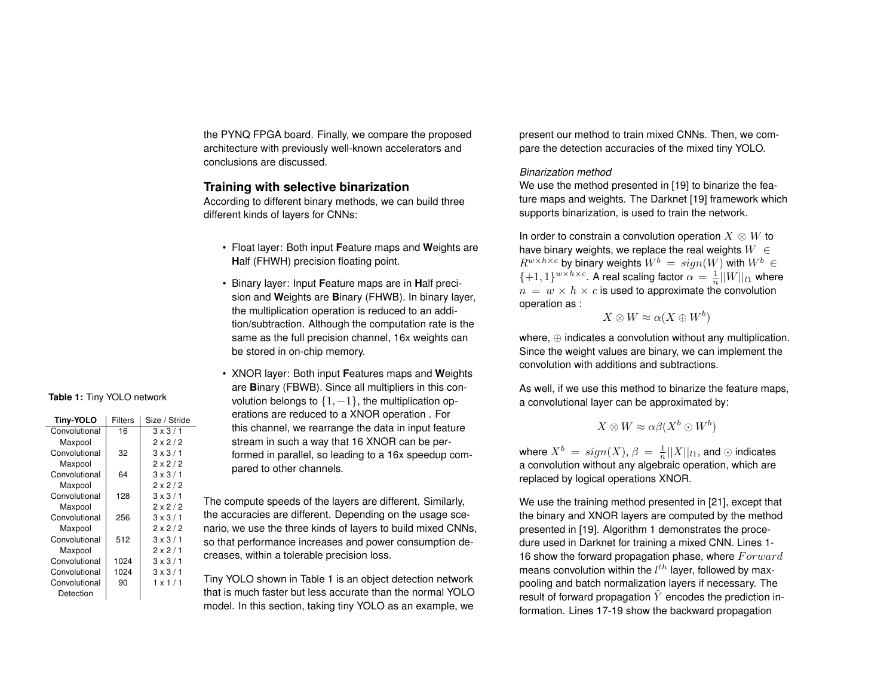the PYNQ FPGA board. Finally, we compare the proposed architecture with previously well-known accelerators and conclusions are discussed.

## Training with selective binarization

According to different binary methods, we can build three different kinds of layers for CNNs:

- Float layer: Both input **F**eature maps and **W**eights are **H**alf (FHWH) precision floating point.
- Binary layer: Input **F**eature maps are in **H**alf precision and **W**eights are **B**inary (FHWB). In binary layer, the multiplication operation is reduced to an addition/subtraction. Although the computation rate is the same as the full precision channel, 16x weights can be stored in on-chip memory.
- XNOR layer: Both input **F**eatures maps and **W**eights are **B**inary (FBWB). Since all multipliers in this convolution belongs to $\{1, -1\}$, the multiplication operations are reduced to a XNOR operation . For this channel, we rearrange the data in input feature stream in such a way that 16 XNOR can be performed in parallel, so leading to a 16x speedup compared to other channels.

The compute speeds of the layers are different. Similarly, the accuracies are different. Depending on the usage scenario, we use the three kinds of layers to build mixed CNNs, so that performance increases and power consumption decreases, within a tolerable precision loss.

Tiny YOLO shown in Table 1 is an object detection network that is much faster but less accurate than the normal YOLO model. In this section, taking tiny YOLO as an example, we present our method to train mixed CNNs. Then, we compare the detection accuracies of the mixed tiny YOLO.

**Table 1:** Tiny YOLO network

| Tiny-YOLO | Filters | Size / Stride |
|---|---|---|
| Convolutional | 16 | 3 x 3 / 1 |
| Maxpool | | 2 x 2 / 2 |
| Convolutional | 32 | 3 x 3 / 1 |
| Maxpool | | 2 x 2 / 2 |
| Convolutional | 64 | 3 x 3 / 1 |
| Maxpool | | 2 x 2 / 2 |
| Convolutional | 128 | 3 x 3 / 1 |
| Maxpool | | 2 x 2 / 2 |
| Convolutional | 256 | 3 x 3 / 1 |
| Maxpool | | 2 x 2 / 2 |
| Convolutional | 512 | 3 x 3 / 1 |
| Maxpool | | 2 x 2 / 1 |
| Convolutional | 1024 | 3 x 3 / 1 |
| Convolutional | 1024 | 3 x 3 / 1 |
| Convolutional | 90 | 1 x 1 / 1 |
| Detection | | |

### *Binarization method*

We use the method presented in [19] to binarize the feature maps and weights. The Darknet [19] framework which supports binarization, is used to train the network.

In order to constrain a convolution operation $X \otimes W$ to have binary weights, we replace the real weights $W \in R^{w \times h \times c}$ by binary weights $W^b = sign(W)$ with $W^b \in \{+1, 1\}^{w \times h \times c}$. A real scaling factor $\alpha = \frac{1}{n}||W||_{l1}$ where $n = w \times h \times c$ is used to approximate the convolution operation as :

$$X \otimes W \approx \alpha(X \oplus W^b)$$

where, $\oplus$ indicates a convolution without any multiplication. Since the weight values are binary, we can implement the convolution with additions and subtractions.

As well, if we use this method to binarize the feature maps, a convolutional layer can be approximated by:

$$X \otimes W \approx \alpha\beta(X^b \odot W^b)$$

where $X^b = sign(X)$, $\beta = \frac{1}{n}||X||_{l1}$, and $\odot$ indicates a convolution without any algebraic operation, which are replaced by logical operations XNOR.

We use the training method presented in [21], except that the binary and XNOR layers are computed by the method presented in [19]. Algorithm 1 demonstrates the procedure used in Darknet for training a mixed CNN. Lines 1-16 show the forward propagation phase, where $Forward$ means convolution within the $l^{th}$ layer, followed by max-pooling and batch normalization layers if necessary. The result of forward propagation $\hat{Y}$ encodes the prediction information. Lines 17-19 show the backward propagation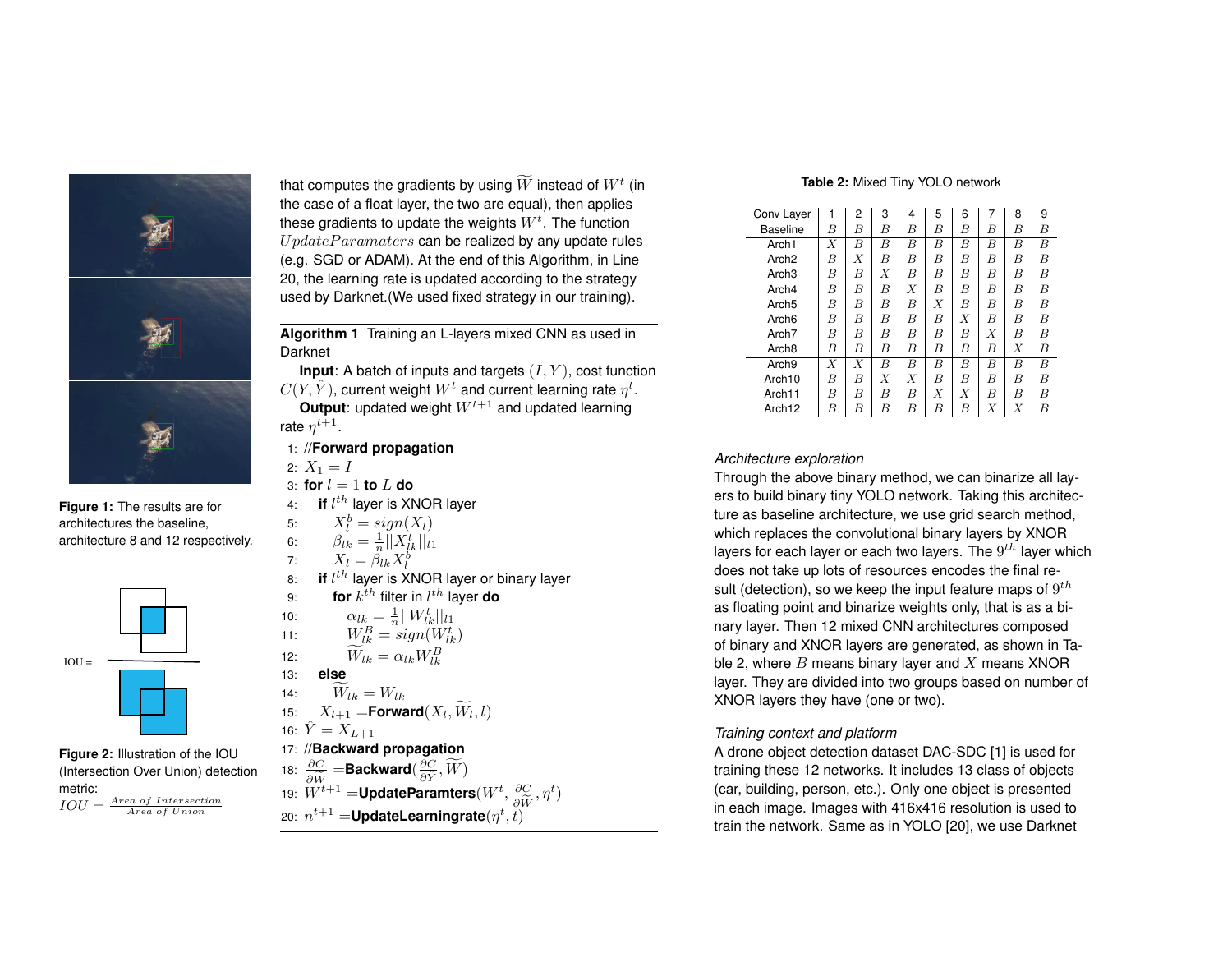Figure 1: The results are for architectures the baseline, architecture 8 and 12 respectively.

IOU =

Figure 2: Illustration of the IOU (Intersection Over Union) detection metric: $IOU = \frac{Area\ of\ Intersection}{Area\ of\ Union}$

that computes the gradients by using $\widetilde{W}$ instead of $W^t$ (in the case of a float layer, the two are equal), then applies these gradients to update the weights $W^t$. The function $UpdateParamaters$ can be realized by any update rules (e.g. SGD or ADAM). At the end of this Algorithm, in Line 20, the learning rate is updated according to the strategy used by Darknet.(We used fixed strategy in our training).

**Algorithm 1** Training an L-layers mixed CNN as used in Darknet

**Input**: A batch of inputs and targets $(I, Y)$, cost function $C(Y, \hat{Y})$, current weight $W^t$ and current learning rate $\eta^t$.
**Output**: updated weight $W^{t+1}$ and updated learning rate $\eta^{t+1}$.

1: //**Forward propagation**
2: $X_1 = I$
3: **for** $l = 1$ **to** $L$ **do**
4: &nbsp;&nbsp;**if** $l^{th}$ layer is XNOR layer
5: &nbsp;&nbsp;&nbsp;&nbsp;$X_l^b = sign(X_l)$
6: &nbsp;&nbsp;&nbsp;&nbsp;$\beta_{lk} = \frac{1}{n}||X_{lk}^t||_{l1}$
7: &nbsp;&nbsp;&nbsp;&nbsp;$X_l = \beta_{lk} X_l^b$
8: &nbsp;&nbsp;**if** $l^{th}$ layer is XNOR layer or binary layer
9: &nbsp;&nbsp;&nbsp;&nbsp;**for** $k^{th}$ filter in $l^{th}$ layer **do**
10: &nbsp;&nbsp;&nbsp;&nbsp;&nbsp;&nbsp;$\alpha_{lk} = \frac{1}{n}||W_{lk}^t||_{l1}$
11: &nbsp;&nbsp;&nbsp;&nbsp;&nbsp;&nbsp;$W_{lk}^B = sign(W_{lk}^t)$
12: &nbsp;&nbsp;&nbsp;&nbsp;&nbsp;&nbsp;$\widetilde{W}_{lk} = \alpha_{lk} W_{lk}^B$
13: &nbsp;&nbsp;**else**
14: &nbsp;&nbsp;&nbsp;&nbsp;$\widetilde{W}_{lk} = W_{lk}$
15: &nbsp;&nbsp;$X_{l+1} =$**Forward**$(X_l, \widetilde{W}_l, l)$
16: $\hat{Y} = X_{L+1}$
17: //**Backward propagation**
18: $\frac{\partial C}{\partial W} =$**Backward**$(\frac{\partial C}{\partial \hat{Y}}, \widetilde{W})$
19: $W^{t+1} =$**UpdateParamters**$(W^t, \frac{\partial C}{\partial W}, \eta^t)$
20: $n^{t+1} =$**UpdateLearningrate**$(\eta^t, t)$

**Table 2:** Mixed Tiny YOLO network

| Conv Layer | 1 | 2 | 3 | 4 | 5 | 6 | 7 | 8 | 9 |
|---|---|---|---|---|---|---|---|---|---|
| Baseline | $B$ | $B$ | $B$ | $B$ | $B$ | $B$ | $B$ | $B$ | $B$ |
| Arch1 | $X$ | $B$ | $B$ | $B$ | $B$ | $B$ | $B$ | $B$ | $B$ |
| Arch2 | $B$ | $X$ | $B$ | $B$ | $B$ | $B$ | $B$ | $B$ | $B$ |
| Arch3 | $B$ | $B$ | $X$ | $B$ | $B$ | $B$ | $B$ | $B$ | $B$ |
| Arch4 | $B$ | $B$ | $B$ | $X$ | $B$ | $B$ | $B$ | $B$ | $B$ |
| Arch5 | $B$ | $B$ | $B$ | $B$ | $X$ | $B$ | $B$ | $B$ | $B$ |
| Arch6 | $B$ | $B$ | $B$ | $B$ | $B$ | $X$ | $B$ | $B$ | $B$ |
| Arch7 | $B$ | $B$ | $B$ | $B$ | $B$ | $B$ | $X$ | $B$ | $B$ |
| Arch8 | $B$ | $B$ | $B$ | $B$ | $B$ | $B$ | $B$ | $X$ | $B$ |
| Arch9 | $X$ | $X$ | $B$ | $B$ | $B$ | $B$ | $B$ | $B$ | $B$ |
| Arch10 | $B$ | $B$ | $X$ | $X$ | $B$ | $B$ | $B$ | $B$ | $B$ |
| Arch11 | $B$ | $B$ | $B$ | $B$ | $X$ | $X$ | $B$ | $B$ | $B$ |
| Arch12 | $B$ | $B$ | $B$ | $B$ | $B$ | $B$ | $X$ | $X$ | $B$ |

*Architecture exploration*

Through the above binary method, we can binarize all layers to build binary tiny YOLO network. Taking this architecture as baseline architecture, we use grid search method, which replaces the convolutional binary layers by XNOR layers for each layer or each two layers. The $9^{th}$ layer which does not take up lots of resources encodes the final result (detection), so we keep the input feature maps of $9^{th}$ as floating point and binarize weights only, that is as a binary layer. Then 12 mixed CNN architectures composed of binary and XNOR layers are generated, as shown in Table 2, where $B$ means binary layer and $X$ means XNOR layer. They are divided into two groups based on number of XNOR layers they have (one or two).

*Training context and platform*

A drone object detection dataset DAC-SDC [1] is used for training these 12 networks. It includes 13 class of objects (car, building, person, etc.). Only one object is presented in each image. Images with 416x416 resolution is used to train the network. Same as in YOLO [20], we use Darknet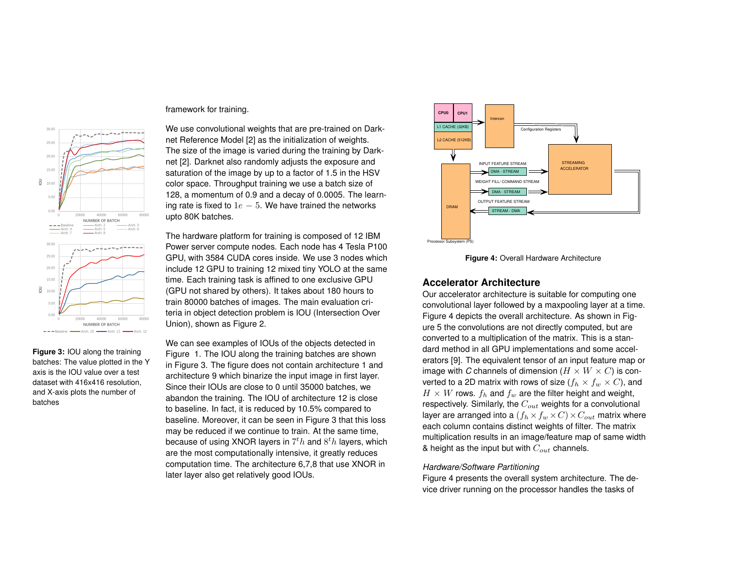framework for training.

We use convolutional weights that are pre-trained on Darknet Reference Model [2] as the initialization of weights. The size of the image is varied during the training by Darknet [2]. Darknet also randomly adjusts the exposure and saturation of the image by up to a factor of 1.5 in the HSV color space. Throughput training we use a batch size of 128, a momentum of 0.9 and a decay of 0.0005. The learning rate is fixed to $1e-5$. We have trained the networks upto 80K batches.

The hardware platform for training is composed of 12 IBM Power server compute nodes. Each node has 4 Tesla P100 GPU, with 3584 CUDA cores inside. We use 3 nodes which include 12 GPU to training 12 mixed tiny YOLO at the same time. Each training task is affined to one exclusive GPU (GPU not shared by others). It takes about 180 hours to train 80000 batches of images. The main evaluation criteria in object detection problem is IOU (Intersection Over Union), shown as Figure 2.

We can see examples of IOUs of the objects detected in Figure 1. The IOU along the training batches are shown in Figure 3. The figure does not contain architecture 1 and architecture 9 which binarize the input image in first layer. Since their IOUs are close to 0 until 35000 batches, we abandon the training. The IOU of architecture 12 is close to baseline. In fact, it is reduced by 10.5% compared to baseline. Moreover, it can be seen in Figure 3 that this loss may be reduced if we continue to train. At the same time, because of using XNOR layers in $7^th$ and $8^th$ layers, which are the most computationally intensive, it greatly reduces computation time. The architecture 6,7,8 that use XNOR in later layer also get relatively good IOUs.

**Figure 3:** IOU along the training batches: The value plotted in the Y axis is the IOU value over a test dataset with 416x416 resolution, and X-axis plots the number of batches

**Figure 4:** Overall Hardware Architecture

## Accelerator Architecture

Our accelerator architecture is suitable for computing one convolutional layer followed by a maxpooling layer at a time. Figure 4 depicts the overall architecture. As shown in Figure 5 the convolutions are not directly computed, but are converted to a multiplication of the matrix. This is a standard method in all GPU implementations and some accelerators [9]. The equivalent tensor of an input feature map or image with $C$ channels of dimension ($H \times W \times C$) is converted to a 2D matrix with rows of size ($f_h \times f_w \times C$), and $H \times W$ rows. $f_h$ and $f_w$ are the filter height and weight, respectively. Similarly, the $C_{out}$ weights for a convolutional layer are arranged into a $(f_h \times f_w \times C) \times C_{out}$ matrix where each column contains distinct weights of filter. The matrix multiplication results in an image/feature map of same width & height as the input but with $C_{out}$ channels.

*Hardware/Software Partitioning*

Figure 4 presents the overall system architecture. The device driver running on the processor handles the tasks of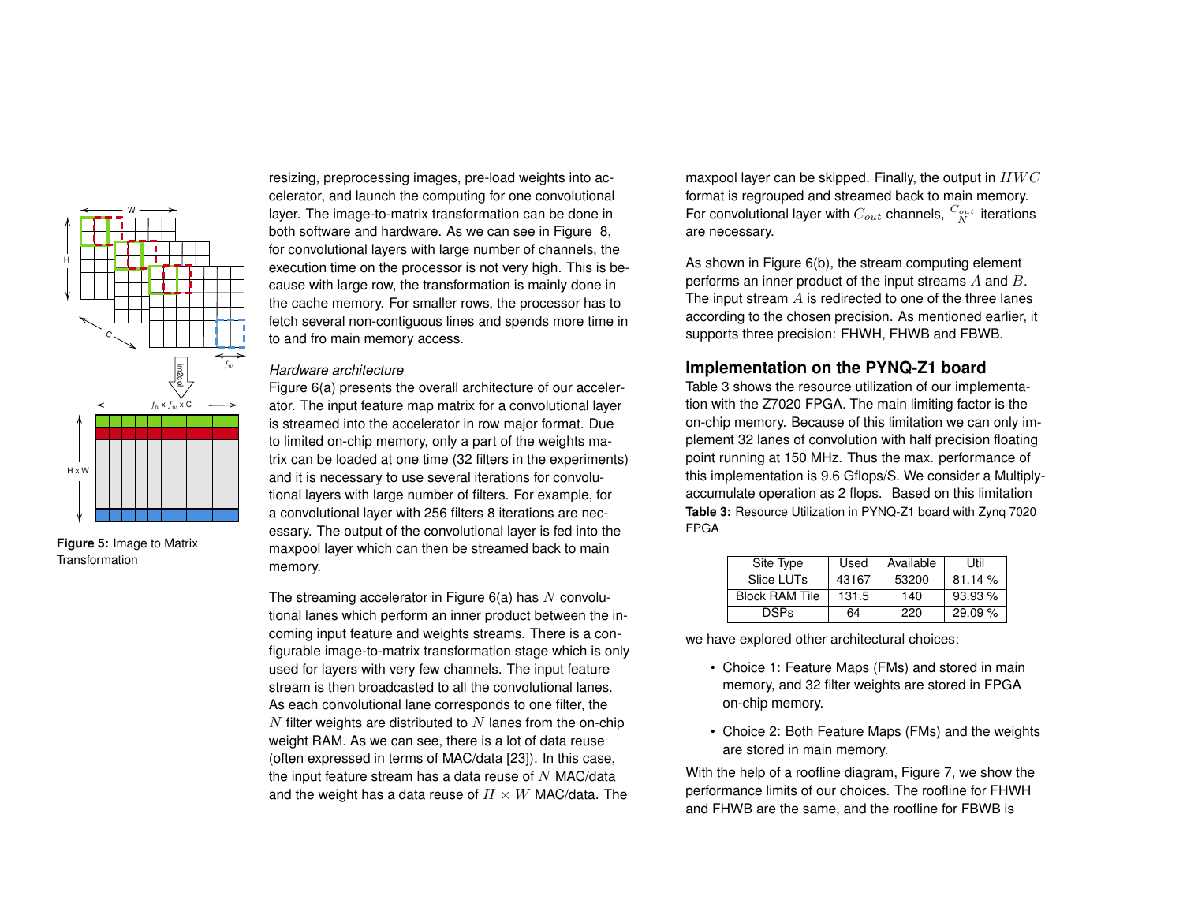Figure 5: Image to Matrix Transformation

resizing, preprocessing images, pre-load weights into accelerator, and launch the computing for one convolutional layer. The image-to-matrix transformation can be done in both software and hardware. As we can see in Figure 8, for convolutional layers with large number of channels, the execution time on the processor is not very high. This is because with large row, the transformation is mainly done in the cache memory. For smaller rows, the processor has to fetch several non-contiguous lines and spends more time in to and fro main memory access.

*Hardware architecture*

Figure 6(a) presents the overall architecture of our accelerator. The input feature map matrix for a convolutional layer is streamed into the accelerator in row major format. Due to limited on-chip memory, only a part of the weights matrix can be loaded at one time (32 filters in the experiments) and it is necessary to use several iterations for convolutional layers with large number of filters. For example, for a convolutional layer with 256 filters 8 iterations are necessary. The output of the convolutional layer is fed into the maxpool layer which can then be streamed back to main memory.

The streaming accelerator in Figure 6(a) has $N$ convolutional lanes which perform an inner product between the incoming input feature and weights streams. There is a configurable image-to-matrix transformation stage which is only used for layers with very few channels. The input feature stream is then broadcasted to all the convolutional lanes. As each convolutional lane corresponds to one filter, the $N$ filter weights are distributed to $N$ lanes from the on-chip weight RAM. As we can see, there is a lot of data reuse (often expressed in terms of MAC/data [23]). In this case, the input feature stream has a data reuse of $N$ MAC/data and the weight has a data reuse of $H \times W$ MAC/data. The maxpool layer can be skipped. Finally, the output in $HWC$ format is regrouped and streamed back to main memory. For convolutional layer with $C_{out}$ channels, $\frac{C_{out}}{N}$ iterations are necessary.

As shown in Figure 6(b), the stream computing element performs an inner product of the input streams $A$ and $B$. The input stream $A$ is redirected to one of the three lanes according to the chosen precision. As mentioned earlier, it supports three precision: FHWH, FHWB and FBWB.

## Implementation on the PYNQ-Z1 board

Table 3 shows the resource utilization of our implementation with the Z7020 FPGA. The main limiting factor is the on-chip memory. Because of this limitation we can only implement 32 lanes of convolution with half precision floating point running at 150 MHz. Thus the max. performance of this implementation is 9.6 Gflops/S. We consider a Multiply-accumulate operation as 2 flops. Based on this limitation we have explored other architectural choices:

**Table 3:** Resource Utilization in PYNQ-Z1 board with Zynq 7020 FPGA

| Site Type | Used | Available | Util |
|---|---|---|---|
| Slice LUTs | 43167 | 53200 | 81.14 % |
| Block RAM Tile | 131.5 | 140 | 93.93 % |
| DSPs | 64 | 220 | 29.09 % |

- Choice 1: Feature Maps (FMs) and stored in main memory, and 32 filter weights are stored in FPGA on-chip memory.
- Choice 2: Both Feature Maps (FMs) and the weights are stored in main memory.

With the help of a roofline diagram, Figure 7, we show the performance limits of our choices. The roofline for FHWH and FHWB are the same, and the roofline for FBWB is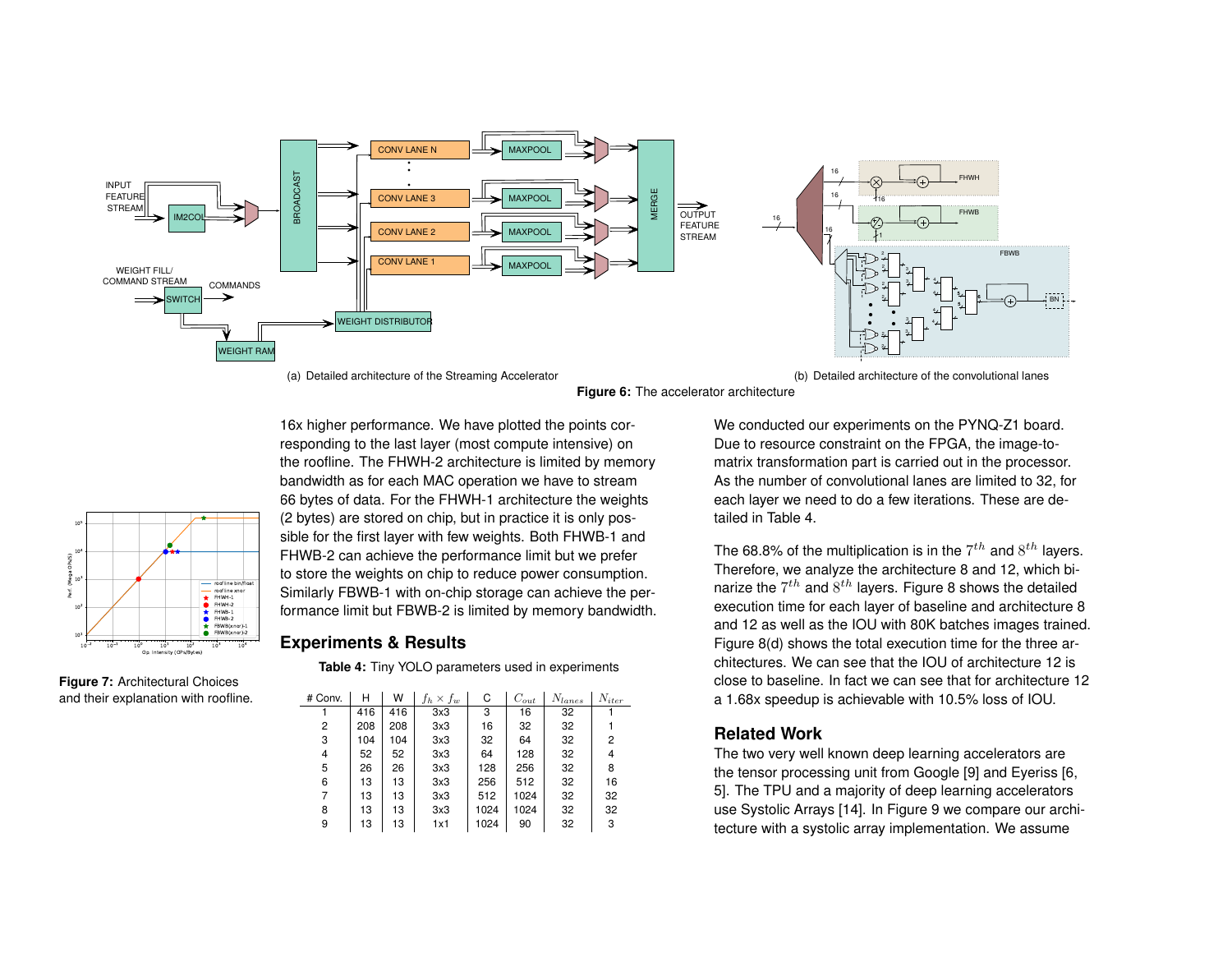(a) Detailed architecture of the Streaming Accelerator

(b) Detailed architecture of the convolutional lanes

**Figure 6:** The accelerator architecture

**Figure 7:** Architectural Choices and their explanation with roofline.

16x higher performance. We have plotted the points corresponding to the last layer (most compute intensive) on the roofline. The FHWH-2 architecture is limited by memory bandwidth as for each MAC operation we have to stream 66 bytes of data. For the FHWH-1 architecture the weights (2 bytes) are stored on chip, but in practice it is only possible for the first layer with few weights. Both FHWB-1 and FHWB-2 can achieve the performance limit but we prefer to store the weights on chip to reduce power consumption. Similarly FBWB-1 with on-chip storage can achieve the performance limit but FBWB-2 is limited by memory bandwidth.

## Experiments & Results

**Table 4:** Tiny YOLO parameters used in experiments

| # Conv. | H | W | $f_h \times f_w$ | C | $C_{out}$ | $N_{lanes}$ | $N_{iter}$ |
|---|---|---|---|---|---|---|---|
| 1 | 416 | 416 | 3x3 | 3 | 16 | 32 | 1 |
| 2 | 208 | 208 | 3x3 | 16 | 32 | 32 | 1 |
| 3 | 104 | 104 | 3x3 | 32 | 64 | 32 | 2 |
| 4 | 52 | 52 | 3x3 | 64 | 128 | 32 | 4 |
| 5 | 26 | 26 | 3x3 | 128 | 256 | 32 | 8 |
| 6 | 13 | 13 | 3x3 | 256 | 512 | 32 | 16 |
| 7 | 13 | 13 | 3x3 | 512 | 1024 | 32 | 32 |
| 8 | 13 | 13 | 3x3 | 1024 | 1024 | 32 | 32 |
| 9 | 13 | 13 | 1x1 | 1024 | 90 | 32 | 3 |

We conducted our experiments on the PYNQ-Z1 board. Due to resource constraint on the FPGA, the image-to-matrix transformation part is carried out in the processor. As the number of convolutional lanes are limited to 32, for each layer we need to do a few iterations. These are detailed in Table 4.

The 68.8% of the multiplication is in the $7^{th}$ and $8^{th}$ layers. Therefore, we analyze the architecture 8 and 12, which binarize the $7^{th}$ and $8^{th}$ layers. Figure 8 shows the detailed execution time for each layer of baseline and architecture 8 and 12 as well as the IOU with 80K batches images trained. Figure 8(d) shows the total execution time for the three architectures. We can see that the IOU of architecture 12 is close to baseline. In fact we can see that for architecture 12 a 1.68x speedup is achievable with 10.5% loss of IOU.

## Related Work

The two very well known deep learning accelerators are the tensor processing unit from Google [9] and Eyeriss [6, 5]. The TPU and a majority of deep learning accelerators use Systolic Arrays [14]. In Figure 9 we compare our architecture with a systolic array implementation. We assume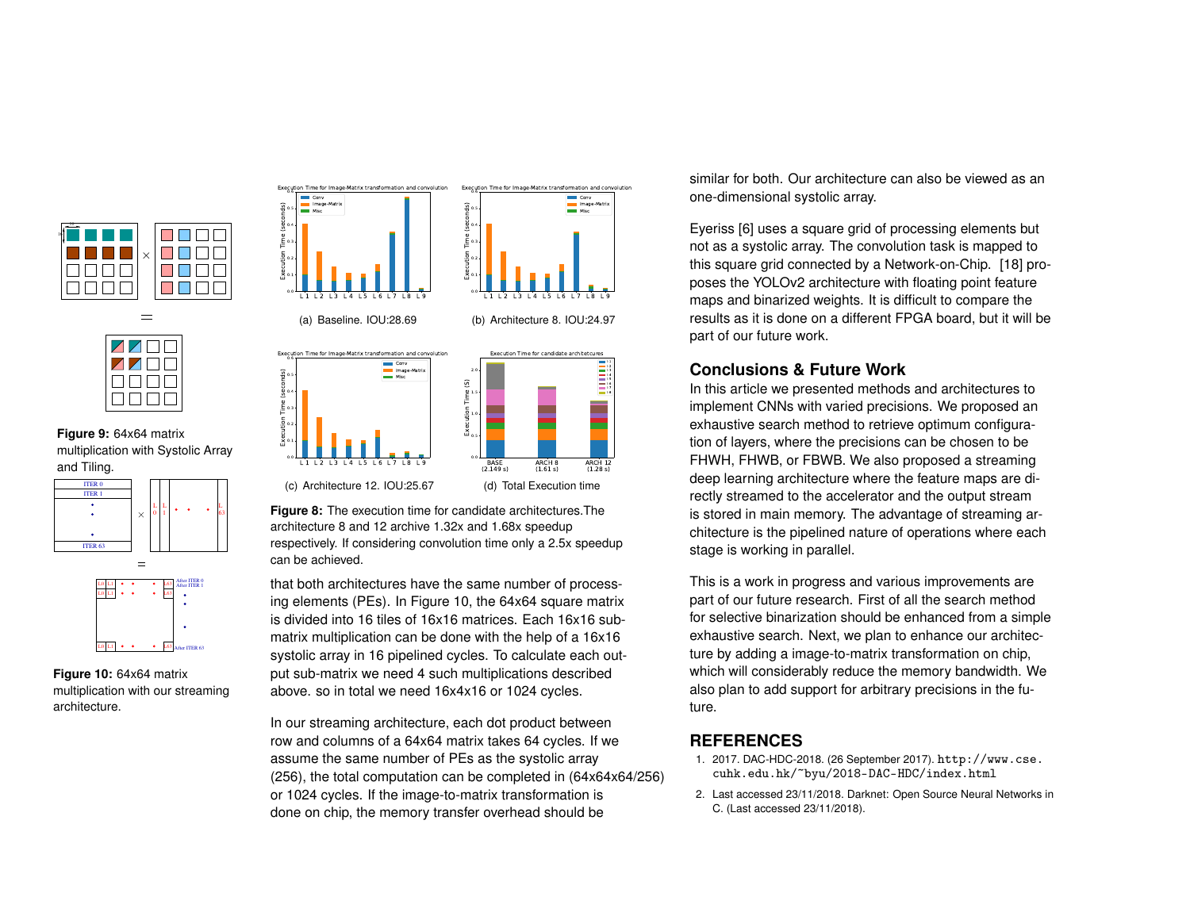Figure 9: 64x64 matrix multiplication with Systolic Array and Tiling.

Figure 10: 64x64 matrix multiplication with our streaming architecture.

(a) Baseline. IOU:28.69

(b) Architecture 8. IOU:24.97

(c) Architecture 12. IOU:25.67

(d) Total Execution time

**Figure 8:** The execution time for candidate architectures.The architecture 8 and 12 archive 1.32x and 1.68x speedup respectively. If considering convolution time only a 2.5x speedup can be achieved.

that both architectures have the same number of processing elements (PEs). In Figure 10, the 64x64 square matrix is divided into 16 tiles of 16x16 matrices. Each 16x16 sub-matrix multiplication can be done with the help of a 16x16 systolic array in 16 pipelined cycles. To calculate each output sub-matrix we need 4 such multiplications described above. so in total we need 16x4x16 or 1024 cycles.

In our streaming architecture, each dot product between row and columns of a 64x64 matrix takes 64 cycles. If we assume the same number of PEs as the systolic array (256), the total computation can be completed in (64x64x64/256) or 1024 cycles. If the image-to-matrix transformation is done on chip, the memory transfer overhead should be similar for both. Our architecture can also be viewed as an one-dimensional systolic array.

Eyeriss [6] uses a square grid of processing elements but not as a systolic array. The convolution task is mapped to this square grid connected by a Network-on-Chip. [18] proposes the YOLOv2 architecture with floating point feature maps and binarized weights. It is difficult to compare the results as it is done on a different FPGA board, but it will be part of our future work.

## Conclusions & Future Work

In this article we presented methods and architectures to implement CNNs with varied precisions. We proposed an exhaustive search method to retrieve optimum configuration of layers, where the precisions can be chosen to be FHWH, FHWB, or FBWB. We also proposed a streaming deep learning architecture where the feature maps are directly streamed to the accelerator and the output stream is stored in main memory. The advantage of streaming architecture is the pipelined nature of operations where each stage is working in parallel.

This is a work in progress and various improvements are part of our future research. First of all the search method for selective binarization should be enhanced from a simple exhaustive search. Next, we plan to enhance our architecture by adding a image-to-matrix transformation on chip, which will considerably reduce the memory bandwidth. We also plan to add support for arbitrary precisions in the future.

## REFERENCES

1. 2017. DAC-HDC-2018. (26 September 2017). http://www.cse.cuhk.edu.hk/~byu/2018-DAC-HDC/index.html
2. Last accessed 23/11/2018. Darknet: Open Source Neural Networks in C. (Last accessed 23/11/2018).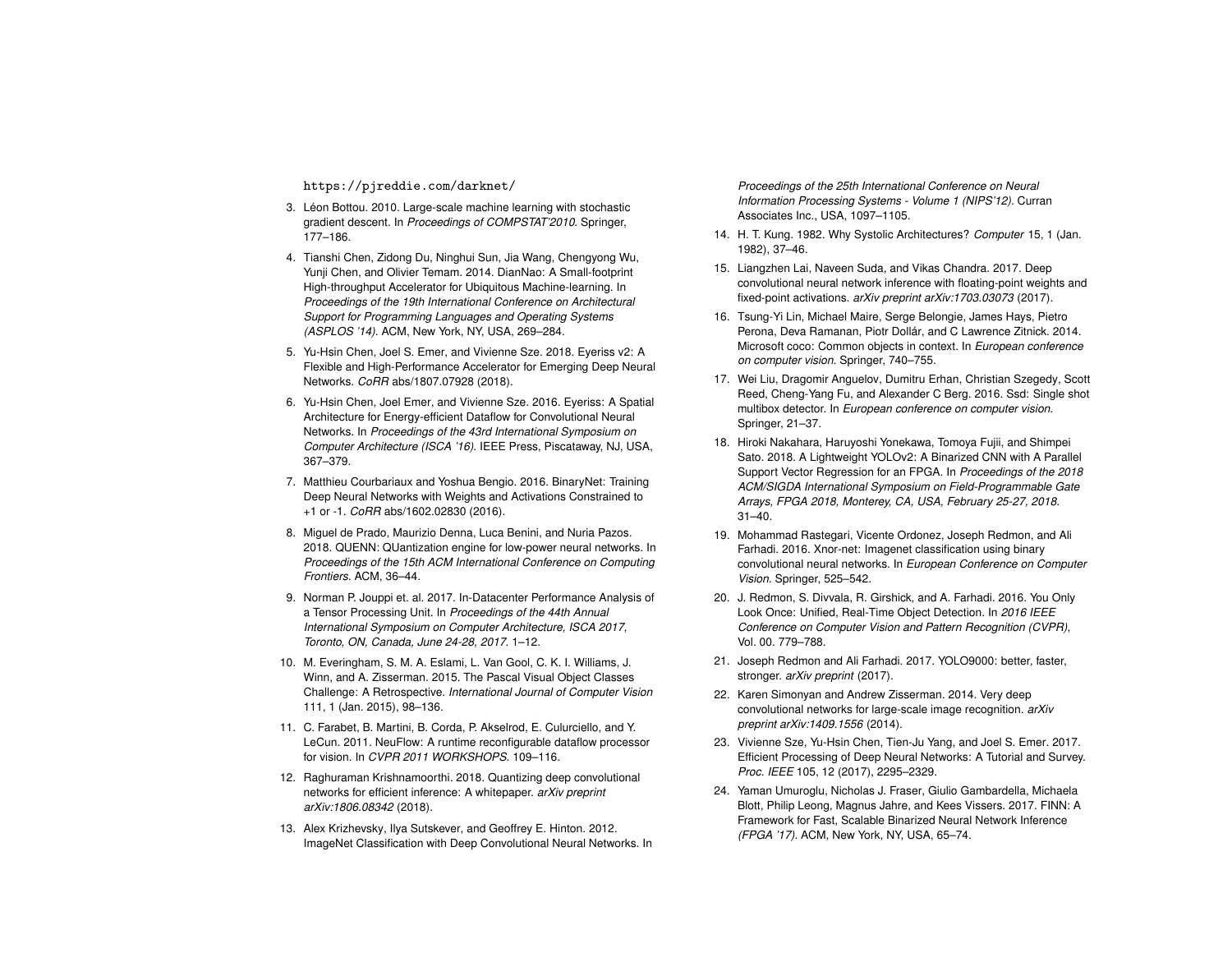https://pjreddie.com/darknet/

3. Léon Bottou. 2010. Large-scale machine learning with stochastic gradient descent. In *Proceedings of COMPSTAT'2010*. Springer, 177–186.
4. Tianshi Chen, Zidong Du, Ninghui Sun, Jia Wang, Chengyong Wu, Yunji Chen, and Olivier Temam. 2014. DianNao: A Small-footprint High-throughput Accelerator for Ubiquitous Machine-learning. In *Proceedings of the 19th International Conference on Architectural Support for Programming Languages and Operating Systems (ASPLOS '14)*. ACM, New York, NY, USA, 269–284.
5. Yu-Hsin Chen, Joel S. Emer, and Vivienne Sze. 2018. Eyeriss v2: A Flexible and High-Performance Accelerator for Emerging Deep Neural Networks. *CoRR* abs/1807.07928 (2018).
6. Yu-Hsin Chen, Joel Emer, and Vivienne Sze. 2016. Eyeriss: A Spatial Architecture for Energy-efficient Dataflow for Convolutional Neural Networks. In *Proceedings of the 43rd International Symposium on Computer Architecture (ISCA '16)*. IEEE Press, Piscataway, NJ, USA, 367–379.
7. Matthieu Courbariaux and Yoshua Bengio. 2016. BinaryNet: Training Deep Neural Networks with Weights and Activations Constrained to +1 or -1. *CoRR* abs/1602.02830 (2016).
8. Miguel de Prado, Maurizio Denna, Luca Benini, and Nuria Pazos. 2018. QUENN: QUantization engine for low-power neural networks. In *Proceedings of the 15th ACM International Conference on Computing Frontiers*. ACM, 36–44.
9. Norman P. Jouppi et. al. 2017. In-Datacenter Performance Analysis of a Tensor Processing Unit. In *Proceedings of the 44th Annual International Symposium on Computer Architecture, ISCA 2017, Toronto, ON, Canada, June 24-28, 2017*. 1–12.
10. M. Everingham, S. M. A. Eslami, L. Van Gool, C. K. I. Williams, J. Winn, and A. Zisserman. 2015. The Pascal Visual Object Classes Challenge: A Retrospective. *International Journal of Computer Vision* 111, 1 (Jan. 2015), 98–136.
11. C. Farabet, B. Martini, B. Corda, P. Akselrod, E. Culurciello, and Y. LeCun. 2011. NeuFlow: A runtime reconfigurable dataflow processor for vision. In *CVPR 2011 WORKSHOPS*. 109–116.
12. Raghuraman Krishnamoorthi. 2018. Quantizing deep convolutional networks for efficient inference: A whitepaper. *arXiv preprint arXiv:1806.08342* (2018).
13. Alex Krizhevsky, Ilya Sutskever, and Geoffrey E. Hinton. 2012. ImageNet Classification with Deep Convolutional Neural Networks. In *Proceedings of the 25th International Conference on Neural Information Processing Systems - Volume 1 (NIPS'12)*. Curran Associates Inc., USA, 1097–1105.
14. H. T. Kung. 1982. Why Systolic Architectures? *Computer* 15, 1 (Jan. 1982), 37–46.
15. Liangzhen Lai, Naveen Suda, and Vikas Chandra. 2017. Deep convolutional neural network inference with floating-point weights and fixed-point activations. *arXiv preprint arXiv:1703.03073* (2017).
16. Tsung-Yi Lin, Michael Maire, Serge Belongie, James Hays, Pietro Perona, Deva Ramanan, Piotr Dollár, and C Lawrence Zitnick. 2014. Microsoft coco: Common objects in context. In *European conference on computer vision*. Springer, 740–755.
17. Wei Liu, Dragomir Anguelov, Dumitru Erhan, Christian Szegedy, Scott Reed, Cheng-Yang Fu, and Alexander C Berg. 2016. Ssd: Single shot multibox detector. In *European conference on computer vision*. Springer, 21–37.
18. Hiroki Nakahara, Haruyoshi Yonekawa, Tomoya Fujii, and Shimpei Sato. 2018. A Lightweight YOLOv2: A Binarized CNN with A Parallel Support Vector Regression for an FPGA. In *Proceedings of the 2018 ACM/SIGDA International Symposium on Field-Programmable Gate Arrays, FPGA 2018, Monterey, CA, USA, February 25-27, 2018*. 31–40.
19. Mohammad Rastegari, Vicente Ordonez, Joseph Redmon, and Ali Farhadi. 2016. Xnor-net: Imagenet classification using binary convolutional neural networks. In *European Conference on Computer Vision*. Springer, 525–542.
20. J. Redmon, S. Divvala, R. Girshick, and A. Farhadi. 2016. You Only Look Once: Unified, Real-Time Object Detection. In *2016 IEEE Conference on Computer Vision and Pattern Recognition (CVPR)*, Vol. 00. 779–788.
21. Joseph Redmon and Ali Farhadi. 2017. YOLO9000: better, faster, stronger. *arXiv preprint* (2017).
22. Karen Simonyan and Andrew Zisserman. 2014. Very deep convolutional networks for large-scale image recognition. *arXiv preprint arXiv:1409.1556* (2014).
23. Vivienne Sze, Yu-Hsin Chen, Tien-Ju Yang, and Joel S. Emer. 2017. Efficient Processing of Deep Neural Networks: A Tutorial and Survey. *Proc. IEEE* 105, 12 (2017), 2295–2329.
24. Yaman Umuroglu, Nicholas J. Fraser, Giulio Gambardella, Michaela Blott, Philip Leong, Magnus Jahre, and Kees Vissers. 2017. FINN: A Framework for Fast, Scalable Binarized Neural Network Inference *(FPGA '17)*. ACM, New York, NY, USA, 65–74.